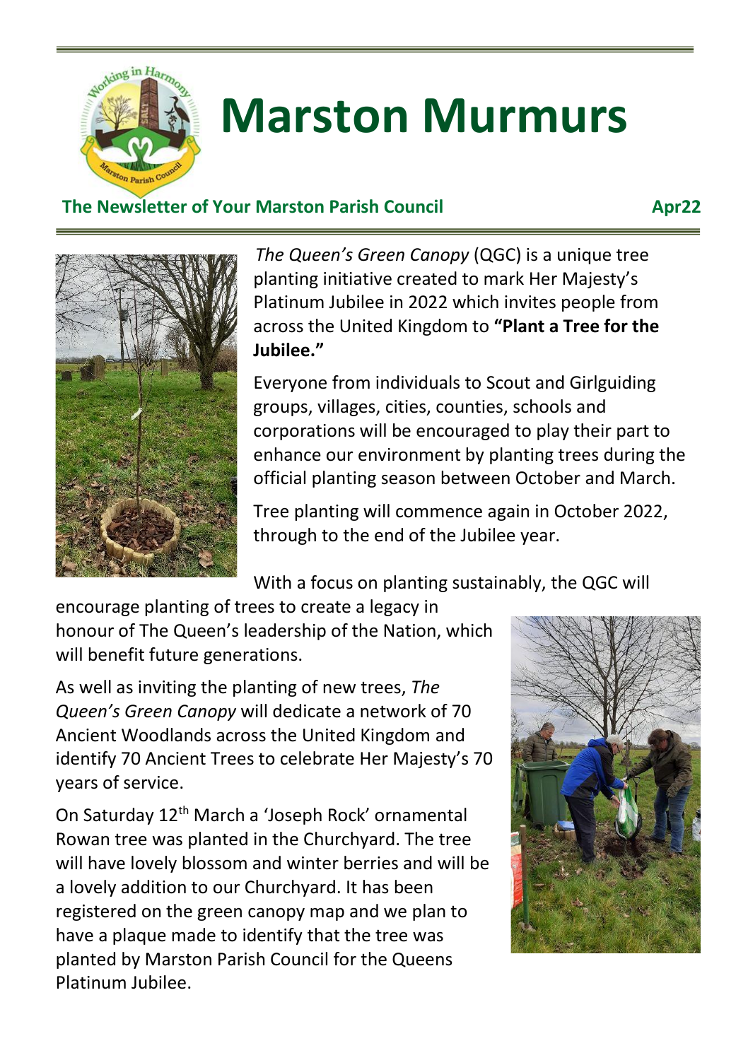# Marston Murmurs

**The Newsletter of Your Marston Parish Council** **Apr22**

*The Queen's Green Canopy* (QGC) is a unique tree planting initiative created to mark Her Majesty's Platinum Jubilee in 2022 which invites people from across the United Kingdom to **"Plant a Tree for the Jubilee."**

Everyone from individuals to Scout and Girlguiding groups, villages, cities, counties, schools and corporations will be encouraged to play their part to enhance our environment by planting trees during the official planting season between October and March.

Tree planting will commence again in October 2022, through to the end of the Jubilee year.

With a focus on planting sustainably, the QGC will encourage planting of trees to create a legacy in honour of The Queen's leadership of the Nation, which will benefit future generations.

As well as inviting the planting of new trees, *The Queen's Green Canopy* will dedicate a network of 70 Ancient Woodlands across the United Kingdom and identify 70 Ancient Trees to celebrate Her Majesty's 70 years of service.

On Saturday 12th March a 'Joseph Rock' ornamental Rowan tree was planted in the Churchyard. The tree will have lovely blossom and winter berries and will be a lovely addition to our Churchyard. It has been registered on the green canopy map and we plan to have a plaque made to identify that the tree was planted by Marston Parish Council for the Queens Platinum Jubilee.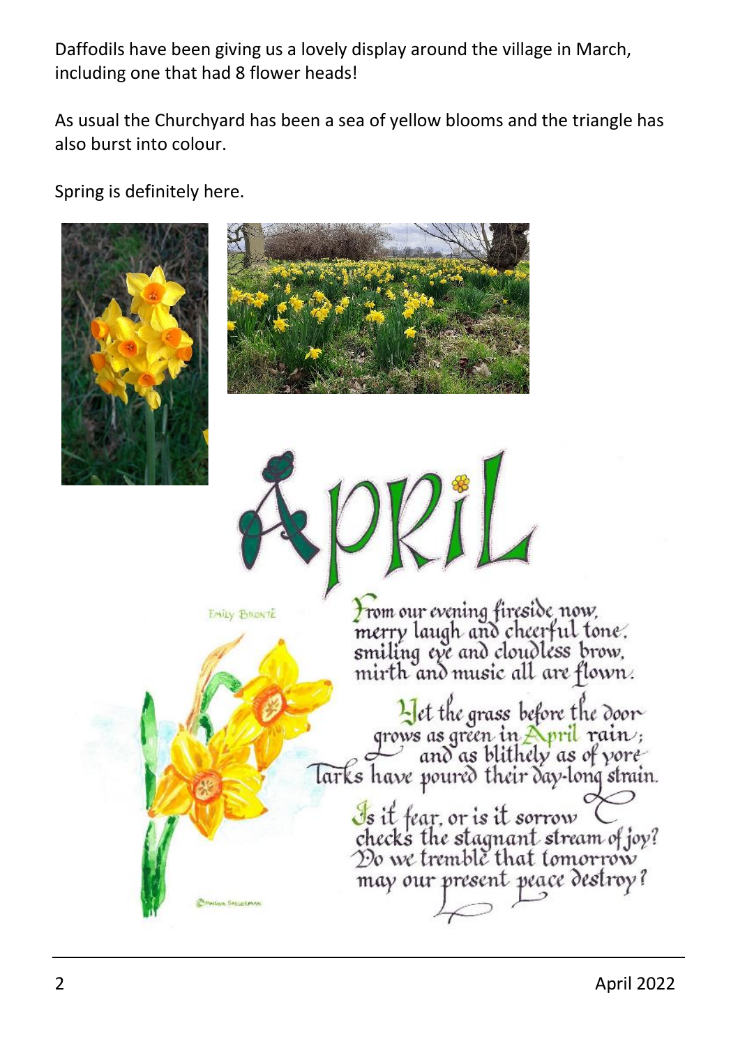Daffodils have been giving us a lovely display around the village in March, including one that had 8 flower heads!

As usual the Churchyard has been a sea of yellow blooms and the triangle has also burst into colour.

Spring is definitely here.

# APRIL

Emily Brontë

From our evening fireside now,
merry laugh and cheerful tone,
smiling eye and cloudless brow,
mirth and music all are flown.

Yet the grass before the door
grows as green in April rain;
and as blithely as of yore
larks have poured their day-long strain.

Is it fear, or is it sorrow
checks the stagnant stream of joy?
Do we tremble that tomorrow
may our present peace destroy?

© Marina Shelerman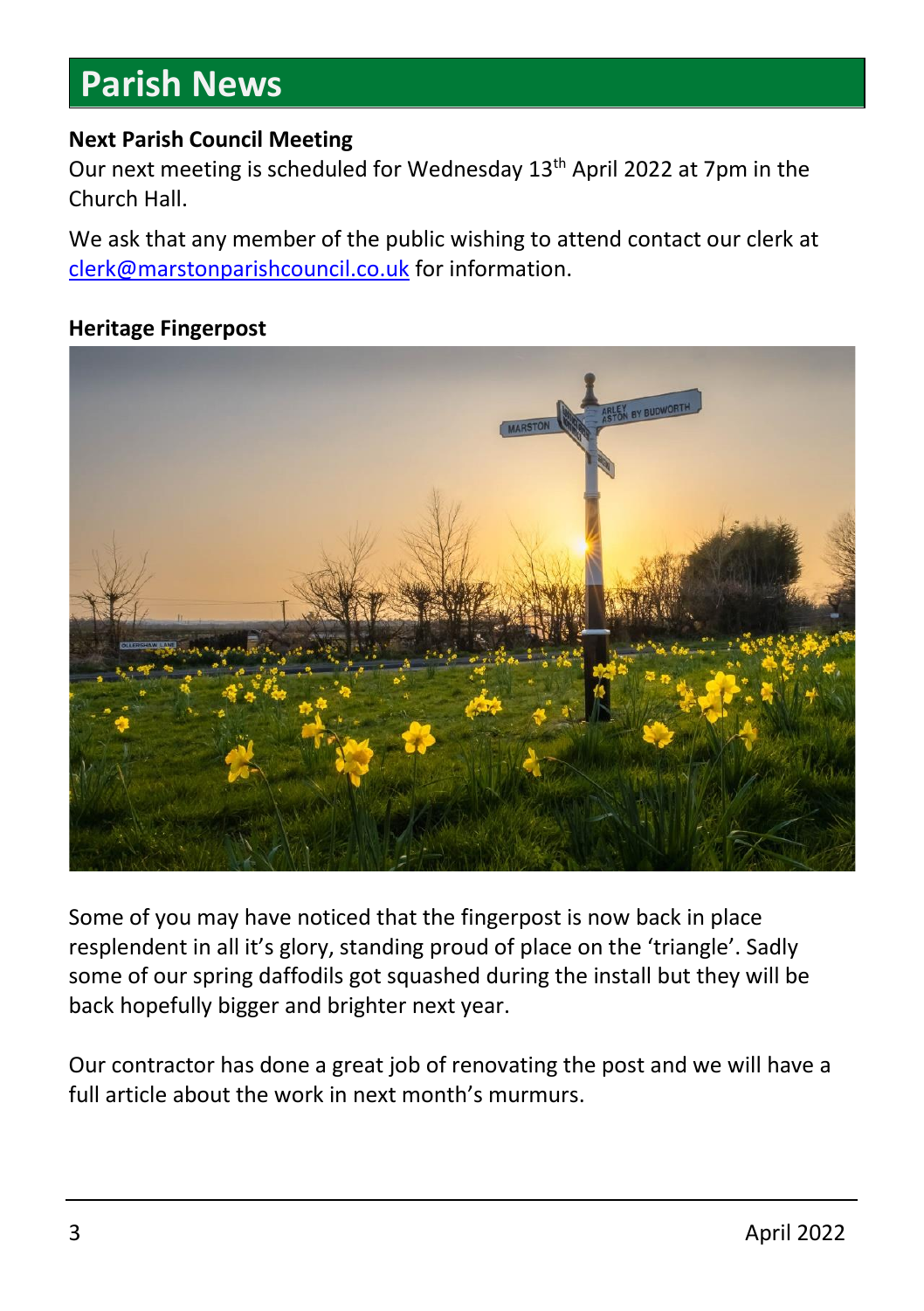# Parish News

**Next Parish Council Meeting**

Our next meeting is scheduled for Wednesday 13th April 2022 at 7pm in the Church Hall.

We ask that any member of the public wishing to attend contact our clerk at clerk@marstonparishcouncil.co.uk for information.

**Heritage Fingerpost**

Some of you may have noticed that the fingerpost is now back in place resplendent in all it's glory, standing proud of place on the 'triangle'. Sadly some of our spring daffodils got squashed during the install but they will be back hopefully bigger and brighter next year.

Our contractor has done a great job of renovating the post and we will have a full article about the work in next month's murmurs.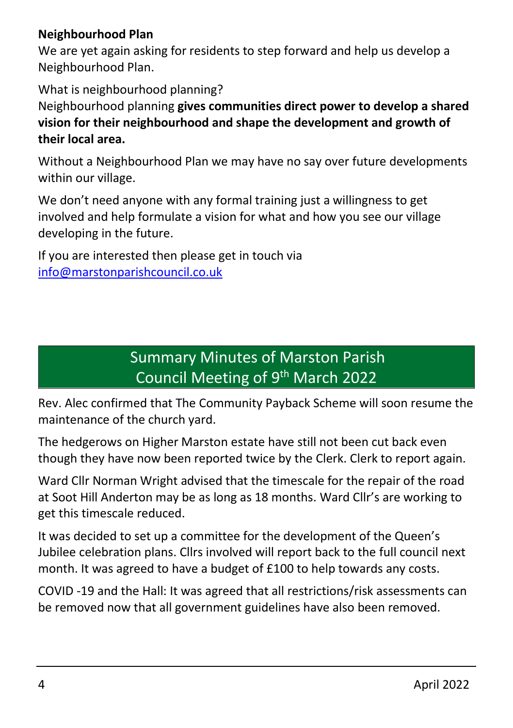## Neighbourhood Plan

We are yet again asking for residents to step forward and help us develop a Neighbourhood Plan.

What is neighbourhood planning?

Neighbourhood planning **gives communities direct power to develop a shared vision for their neighbourhood and shape the development and growth of their local area.**

Without a Neighbourhood Plan we may have no say over future developments within our village.

We don't need anyone with any formal training just a willingness to get involved and help formulate a vision for what and how you see our village developing in the future.

If you are interested then please get in touch via info@marstonparishcouncil.co.uk

## Summary Minutes of Marston Parish Council Meeting of 9th March 2022

Rev. Alec confirmed that The Community Payback Scheme will soon resume the maintenance of the church yard.

The hedgerows on Higher Marston estate have still not been cut back even though they have now been reported twice by the Clerk. Clerk to report again.

Ward Cllr Norman Wright advised that the timescale for the repair of the road at Soot Hill Anderton may be as long as 18 months. Ward Cllr's are working to get this timescale reduced.

It was decided to set up a committee for the development of the Queen's Jubilee celebration plans. Cllrs involved will report back to the full council next month. It was agreed to have a budget of £100 to help towards any costs.

COVID -19 and the Hall: It was agreed that all restrictions/risk assessments can be removed now that all government guidelines have also been removed.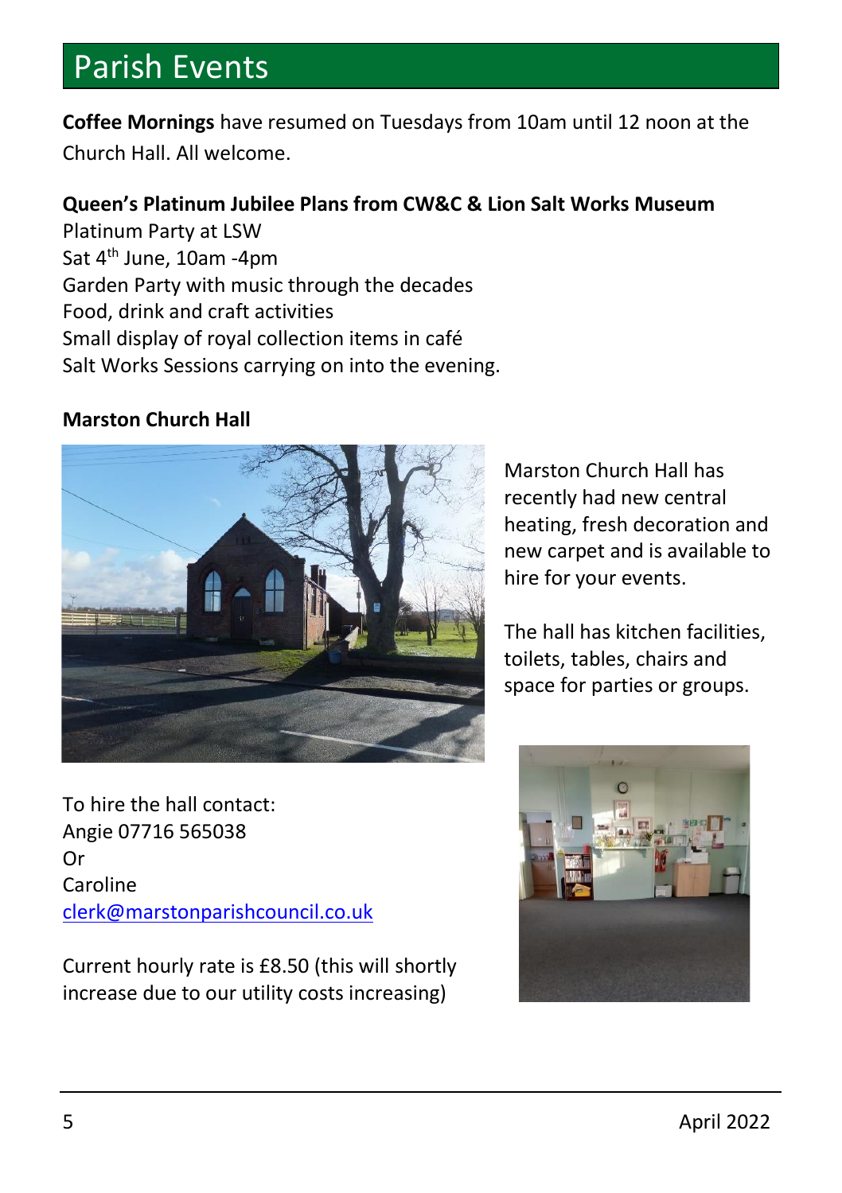# Parish Events

**Coffee Mornings** have resumed on Tuesdays from 10am until 12 noon at the Church Hall. All welcome.

**Queen's Platinum Jubilee Plans from CW&C & Lion Salt Works Museum**

Platinum Party at LSW
Sat 4th June, 10am -4pm
Garden Party with music through the decades
Food, drink and craft activities
Small display of royal collection items in café
Salt Works Sessions carrying on into the evening.

**Marston Church Hall**

Marston Church Hall has recently had new central heating, fresh decoration and new carpet and is available to hire for your events.

The hall has kitchen facilities, toilets, tables, chairs and space for parties or groups.

To hire the hall contact:
Angie 07716 565038
Or
Caroline
[clerk@marstonparishcouncil.co.uk](mailto:clerk@marstonparishcouncil.co.uk)

Current hourly rate is £8.50 (this will shortly increase due to our utility costs increasing)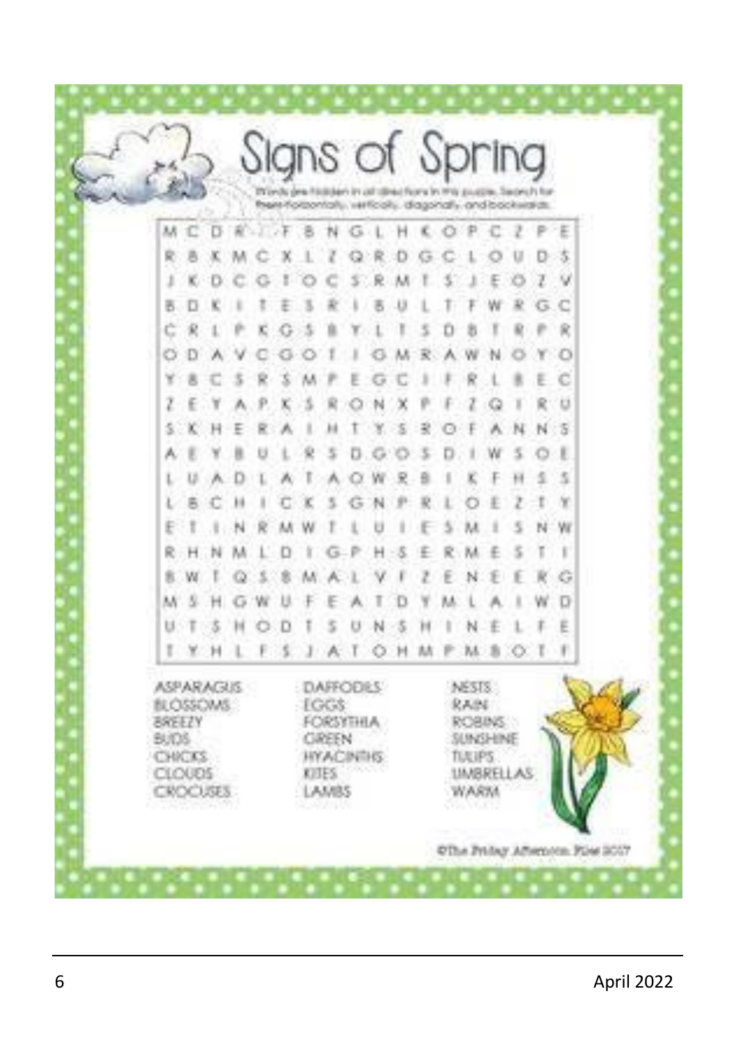# Signs of Spring

Words are hidden in all directions in this puzzle. Search for them horizontally, vertically, diagonally, and backwards.

```
M C D R . . F B N G L H K O P C Z P E
R B K M C X L Z Q R D G C L O U D S
J K D C G T O C S R M T S J E O Z V
B D K I T E S R I B U L T F W R G C
C R L P K G S B Y L T S D B T R P R
O D A V C G O T I G M R A W N O Y O
Y B C S R S M P E G C I F R L B E C
Z E Y A P K S R O N X P F Z Q I R U
S K H E R A I H T Y S R O F A N N S
A E Y B U L R S D G O S D I W S O E
L U A D L A T A O W R B I K F H S S
L B C H I C K S G N P R L O E Z T Y
E T I N R M W T L U I E S M I S N W
R H N M L D I G P H S E R M E S T I
B W T Q S B M A L V F Z E N E E R G
M S H G W U F E A T D Y M L A I W D
U T S H O D T S U N S H I N E L F E
T Y H L F S J A T O H M P M B O T F
```

ASPARAGUS
BLOSSOMS
BREEZY
BUDS
CHICKS
CLOUDS
CROCUSES
DAFFODILS
EGGS
FORSYTHIA
GREEN
HYACINTHS
KITES
LAMBS
NESTS
RAIN
ROBINS
SUNSHINE
TULIPS
UMBRELLAS
WARM

©The Friday Afternoon Files 2017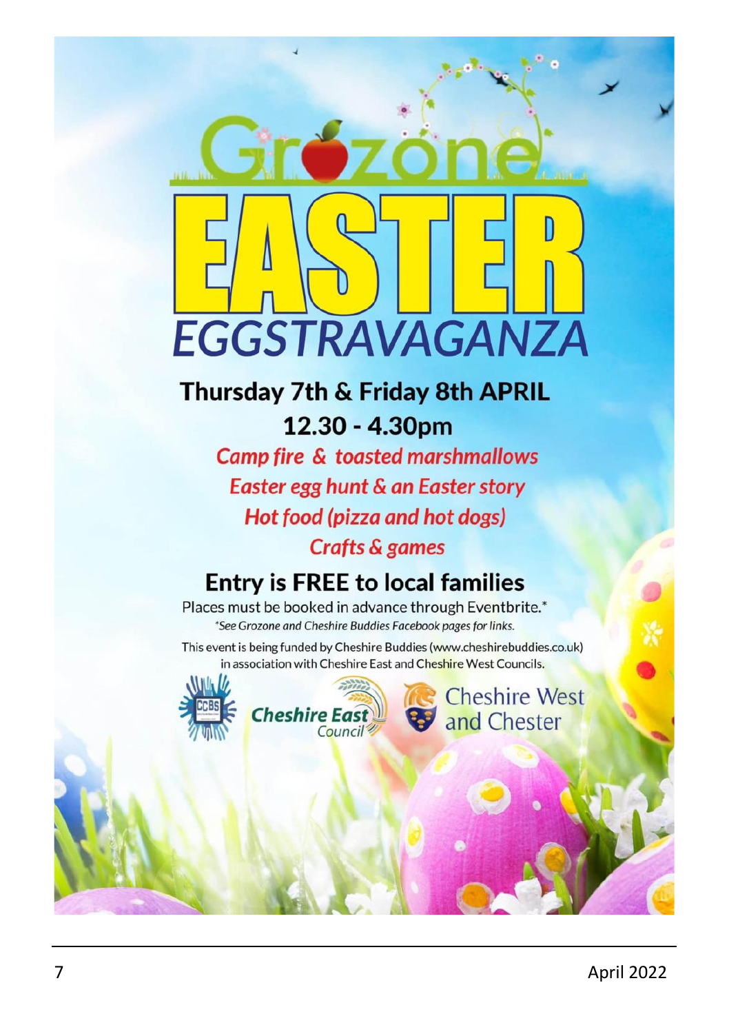# Grozone EASTER EGGSTRAVAGANZA

## Thursday 7th & Friday 8th APRIL

## 12.30 - 4.30pm

***Camp fire & toasted marshmallows***

***Easter egg hunt & an Easter story***

***Hot food (pizza and hot dogs)***

***Crafts & games***

## Entry is FREE to local families

Places must be booked in advance through Eventbrite.*

*\*See Grozone and Cheshire Buddies Facebook pages for links.*

This event is being funded by Cheshire Buddies (www.cheshirebuddies.co.uk) in association with Cheshire East and Cheshire West Councils.

CCBS | Cheshire East Council | Cheshire West and Chester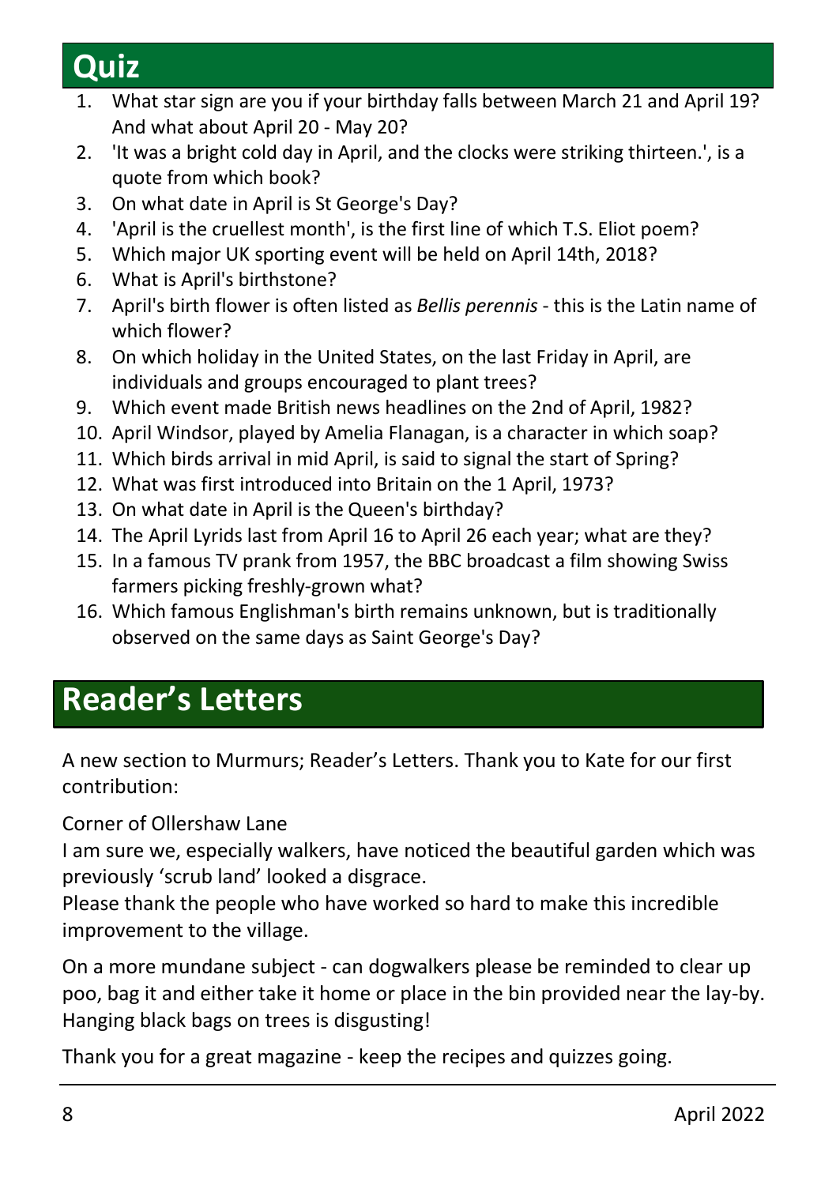# Quiz

1. What star sign are you if your birthday falls between March 21 and April 19? And what about April 20 - May 20?
2. 'It was a bright cold day in April, and the clocks were striking thirteen.', is a quote from which book?
3. On what date in April is St George's Day?
4. 'April is the cruellest month', is the first line of which T.S. Eliot poem?
5. Which major UK sporting event will be held on April 14th, 2018?
6. What is April's birthstone?
7. April's birth flower is often listed as *Bellis perennis* - this is the Latin name of which flower?
8. On which holiday in the United States, on the last Friday in April, are individuals and groups encouraged to plant trees?
9. Which event made British news headlines on the 2nd of April, 1982?
10. April Windsor, played by Amelia Flanagan, is a character in which soap?
11. Which birds arrival in mid April, is said to signal the start of Spring?
12. What was first introduced into Britain on the 1 April, 1973?
13. On what date in April is the Queen's birthday?
14. The April Lyrids last from April 16 to April 26 each year; what are they?
15. In a famous TV prank from 1957, the BBC broadcast a film showing Swiss farmers picking freshly-grown what?
16. Which famous Englishman's birth remains unknown, but is traditionally observed on the same days as Saint George's Day?

# Reader's Letters

A new section to Murmurs; Reader's Letters. Thank you to Kate for our first contribution:

Corner of Ollershaw Lane
I am sure we, especially walkers, have noticed the beautiful garden which was previously 'scrub land' looked a disgrace.
Please thank the people who have worked so hard to make this incredible improvement to the village.

On a more mundane subject - can dogwalkers please be reminded to clear up poo, bag it and either take it home or place in the bin provided near the lay-by. Hanging black bags on trees is disgusting!

Thank you for a great magazine - keep the recipes and quizzes going.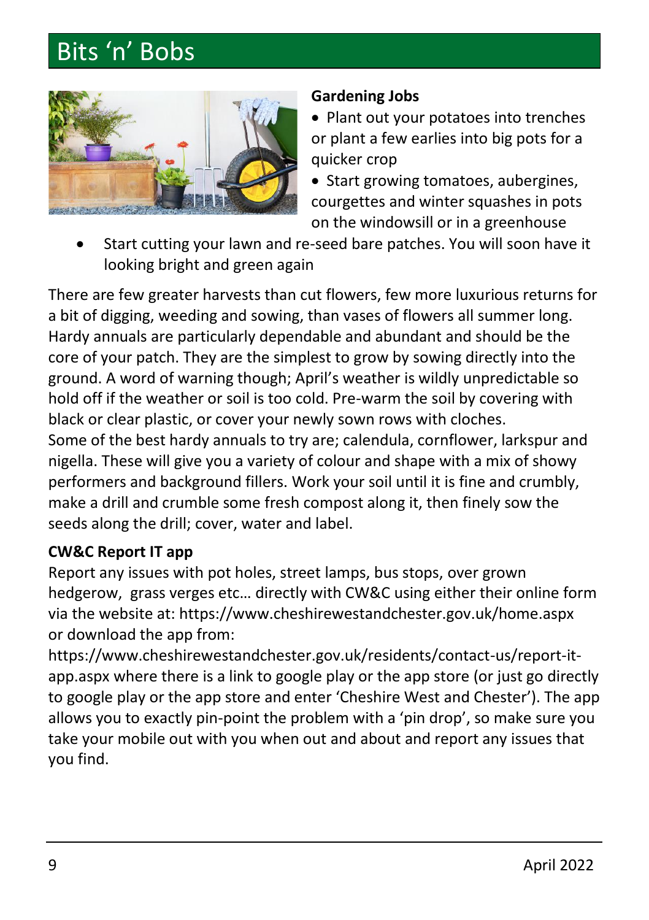# Bits 'n' Bobs

**Gardening Jobs**

- Plant out your potatoes into trenches or plant a few earlies into big pots for a quicker crop
- Start growing tomatoes, aubergines, courgettes and winter squashes in pots on the windowsill or in a greenhouse
- Start cutting your lawn and re-seed bare patches. You will soon have it looking bright and green again

There are few greater harvests than cut flowers, few more luxurious returns for a bit of digging, weeding and sowing, than vases of flowers all summer long. Hardy annuals are particularly dependable and abundant and should be the core of your patch. They are the simplest to grow by sowing directly into the ground. A word of warning though; April's weather is wildly unpredictable so hold off if the weather or soil is too cold. Pre-warm the soil by covering with black or clear plastic, or cover your newly sown rows with cloches.
Some of the best hardy annuals to try are; calendula, cornflower, larkspur and nigella. These will give you a variety of colour and shape with a mix of showy performers and background fillers. Work your soil until it is fine and crumbly, make a drill and crumble some fresh compost along it, then finely sow the seeds along the drill; cover, water and label.

**CW&C Report IT app**

Report any issues with pot holes, street lamps, bus stops, over grown hedgerow, grass verges etc… directly with CW&C using either their online form via the website at: https://www.cheshirewestandchester.gov.uk/home.aspx or download the app from: https://www.cheshirewestandchester.gov.uk/residents/contact-us/report-it-app.aspx where there is a link to google play or the app store (or just go directly to google play or the app store and enter 'Cheshire West and Chester'). The app allows you to exactly pin-point the problem with a 'pin drop', so make sure you take your mobile out with you when out and about and report any issues that you find.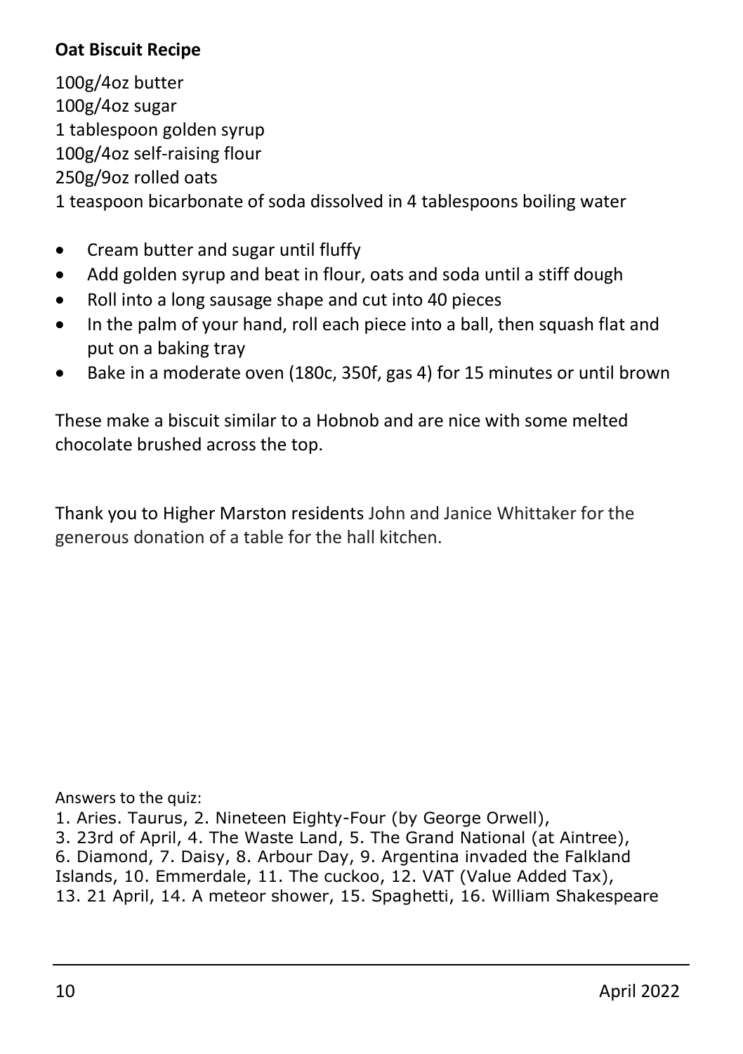**Oat Biscuit Recipe**

100g/4oz butter
100g/4oz sugar
1 tablespoon golden syrup
100g/4oz self-raising flour
250g/9oz rolled oats
1 teaspoon bicarbonate of soda dissolved in 4 tablespoons boiling water

- Cream butter and sugar until fluffy
- Add golden syrup and beat in flour, oats and soda until a stiff dough
- Roll into a long sausage shape and cut into 40 pieces
- In the palm of your hand, roll each piece into a ball, then squash flat and put on a baking tray
- Bake in a moderate oven (180c, 350f, gas 4) for 15 minutes or until brown

These make a biscuit similar to a Hobnob and are nice with some melted chocolate brushed across the top.

Thank you to Higher Marston residents John and Janice Whittaker for the generous donation of a table for the hall kitchen.

Answers to the quiz:
1. Aries. Taurus, 2. Nineteen Eighty-Four (by George Orwell),
3. 23rd of April, 4. The Waste Land, 5. The Grand National (at Aintree),
6. Diamond, 7. Daisy, 8. Arbour Day, 9. Argentina invaded the Falkland Islands, 10. Emmerdale, 11. The cuckoo, 12. VAT (Value Added Tax),
13. 21 April, 14. A meteor shower, 15. Spaghetti, 16. William Shakespeare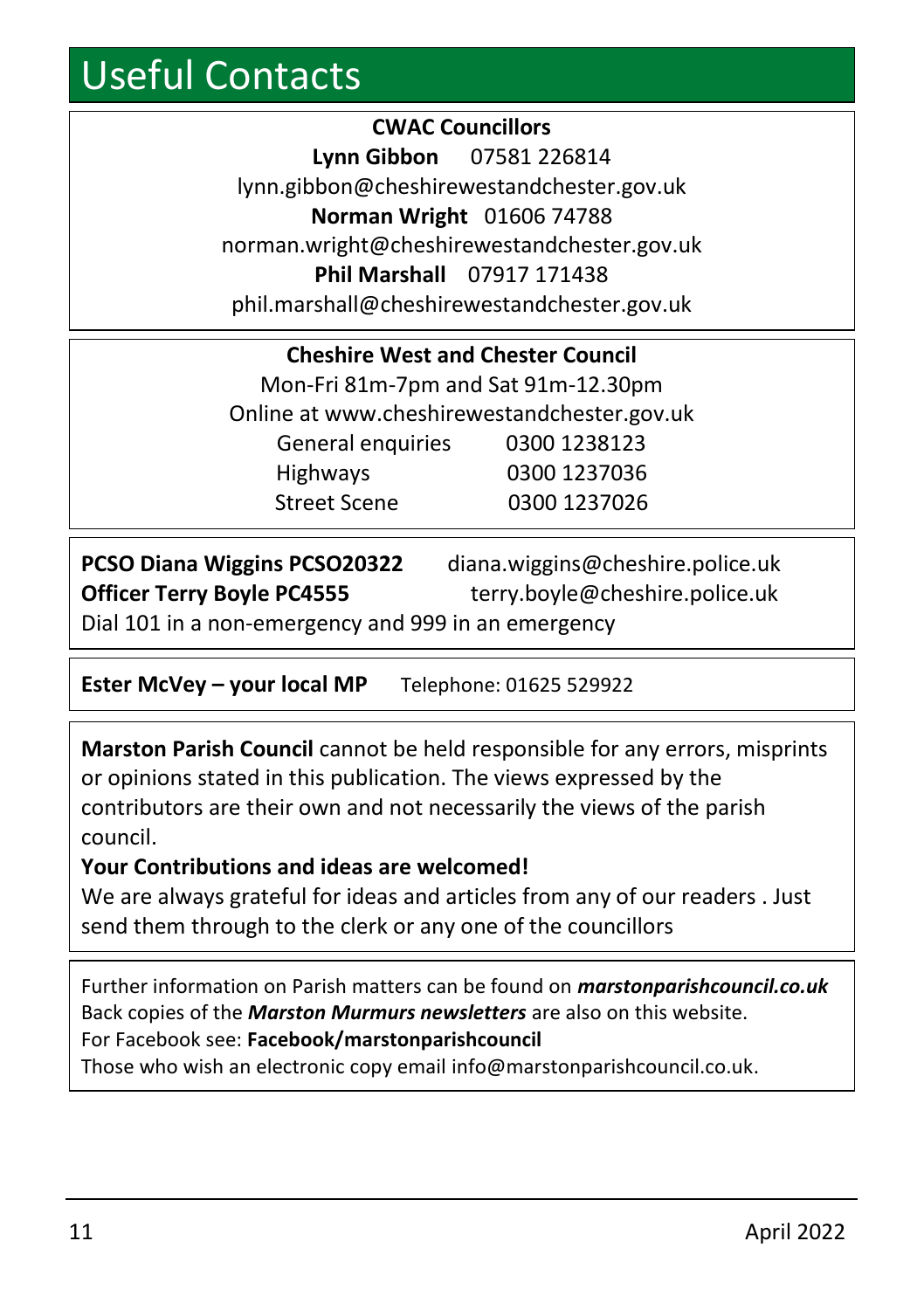# Useful Contacts

**CWAC Councillors**

**Lynn Gibbon** 07581 226814

lynn.gibbon@cheshirewestandchester.gov.uk

**Norman Wright** 01606 74788

norman.wright@cheshirewestandchester.gov.uk

**Phil Marshall** 07917 171438

phil.marshall@cheshirewestandchester.gov.uk

**Cheshire West and Chester Council**

Mon-Fri 81m-7pm and Sat 91m-12.30pm

Online at www.cheshirewestandchester.gov.uk

| | |
|---|---|
| General enquiries | 0300 1238123 |
| Highways | 0300 1237036 |
| Street Scene | 0300 1237026 |

**PCSO Diana Wiggins PCSO20322** diana.wiggins@cheshire.police.uk

**Officer Terry Boyle PC4555** terry.boyle@cheshire.police.uk

Dial 101 in a non-emergency and 999 in an emergency

**Ester McVey – your local MP** Telephone: 01625 529922

**Marston Parish Council** cannot be held responsible for any errors, misprints or opinions stated in this publication. The views expressed by the contributors are their own and not necessarily the views of the parish council.

**Your Contributions and ideas are welcomed!**

We are always grateful for ideas and articles from any of our readers . Just send them through to the clerk or any one of the councillors

Further information on Parish matters can be found on ***marstonparishcouncil.co.uk***
Back copies of the ***Marston Murmurs newsletters*** are also on this website.
For Facebook see: **Facebook/marstonparishcouncil**
Those who wish an electronic copy email info@marstonparishcouncil.co.uk.

April 2022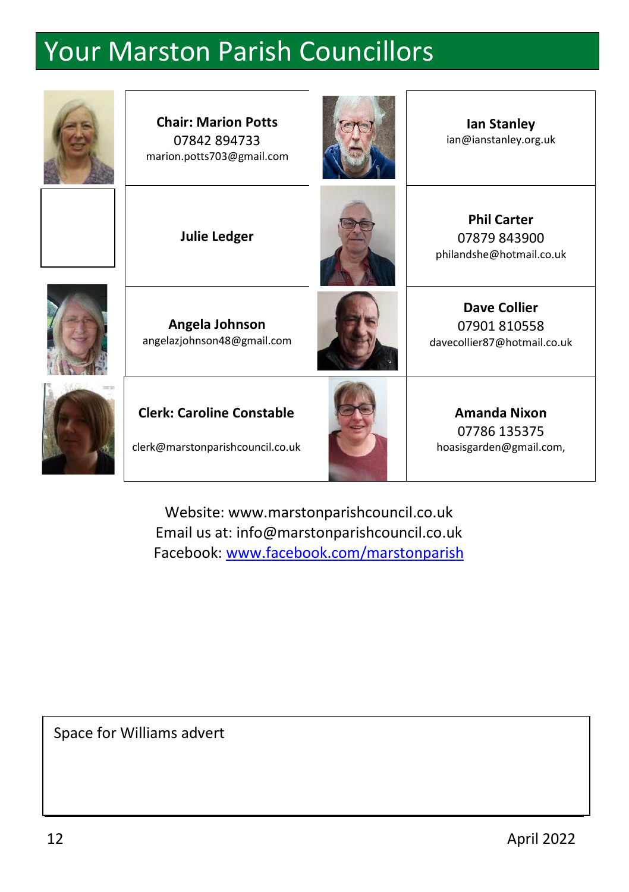# Your Marston Parish Councillors

| | |
|---|---|
| **Chair: Marion Potts**<br>07842 894733<br>marion.potts703@gmail.com | **Ian Stanley**<br>ian@ianstanley.org.uk |
| **Julie Ledger** | **Phil Carter**<br>07879 843900<br>philandshe@hotmail.co.uk |
| **Angela Johnson**<br>angelazjohnson48@gmail.com | **Dave Collier**<br>07901 810558<br>davecollier87@hotmail.co.uk |
| **Clerk: Caroline Constable**<br>clerk@marstonparishcouncil.co.uk | **Amanda Nixon**<br>07786 135375<br>hoasisgarden@gmail.com, |

Website: www.marstonparishcouncil.co.uk
Email us at: info@marstonparishcouncil.co.uk
Facebook: www.facebook.com/marstonparish

Space for Williams advert

April 2022